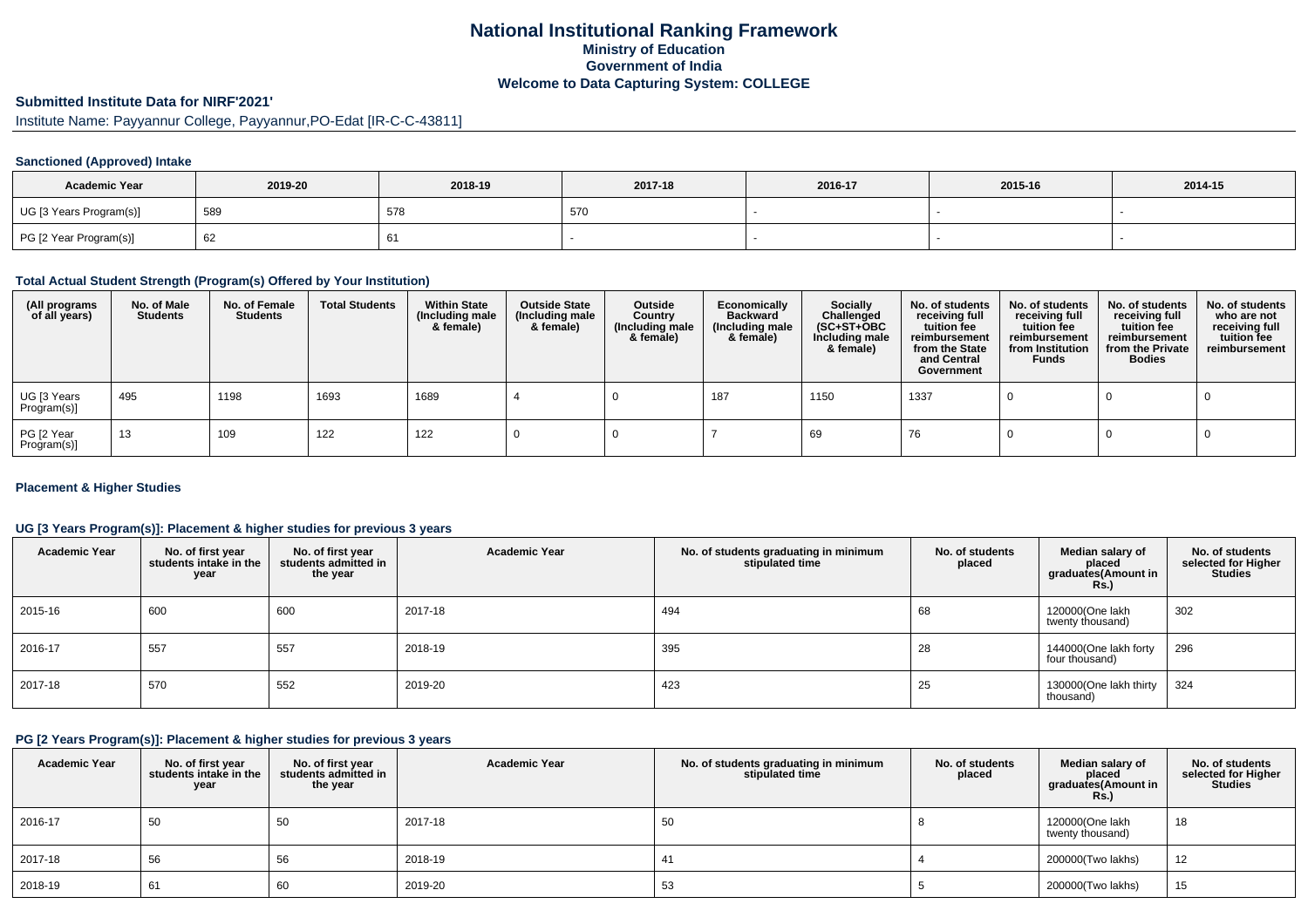# National Institutional Ranking Framework
## Ministry of Education
## Government of India
## Welcome to Data Capturing System: COLLEGE

### Submitted Institute Data for NIRF'2021'

Institute Name: Payyannur College, Payyannur,PO-Edat [IR-C-C-43811]

#### Sanctioned (Approved) Intake

| Academic Year | 2019-20 | 2018-19 | 2017-18 | 2016-17 | 2015-16 | 2014-15 |
|---|---|---|---|---|---|---|
| UG [3 Years Program(s)] | 589 | 578 | 570 | - | - | - |
| PG [2 Year Program(s)] | 62 | 61 | - | - | - | - |

#### Total Actual Student Strength (Program(s) Offered by Your Institution)

| (All programs of all years) | No. of Male Students | No. of Female Students | Total Students | Within State (Including male & female) | Outside State (Including male & female) | Outside Country (Including male & female) | Economically Backward (Including male & female) | Socially Challenged (SC+ST+OBC Including male & female) | No. of students receiving full tuition fee reimbursement from the State and Central Government | No. of students receiving full tuition fee reimbursement from Institution Funds | No. of students receiving full tuition fee reimbursement from the Private Bodies | No. of students who are not receiving full tuition fee reimbursement |
|---|---|---|---|---|---|---|---|---|---|---|---|---|
| UG [3 Years Program(s)] | 495 | 1198 | 1693 | 1689 | 4 | 0 | 187 | 1150 | 1337 | 0 | 0 | 0 |
| PG [2 Year Program(s)] | 13 | 109 | 122 | 122 | 0 | 0 | 7 | 69 | 76 | 0 | 0 | 0 |

#### Placement & Higher Studies

#### UG [3 Years Program(s)]: Placement & higher studies for previous 3 years

| Academic Year | No. of first year students intake in the year | No. of first year students admitted in the year | Academic Year | No. of students graduating in minimum stipulated time | No. of students placed | Median salary of placed graduates(Amount in Rs.) | No. of students selected for Higher Studies |
|---|---|---|---|---|---|---|---|
| 2015-16 | 600 | 600 | 2017-18 | 494 | 68 | 120000(One lakh twenty thousand) | 302 |
| 2016-17 | 557 | 557 | 2018-19 | 395 | 28 | 144000(One lakh forty four thousand) | 296 |
| 2017-18 | 570 | 552 | 2019-20 | 423 | 25 | 130000(One lakh thirty thousand) | 324 |

#### PG [2 Years Program(s)]: Placement & higher studies for previous 3 years

| Academic Year | No. of first year students intake in the year | No. of first year students admitted in the year | Academic Year | No. of students graduating in minimum stipulated time | No. of students placed | Median salary of placed graduates(Amount in Rs.) | No. of students selected for Higher Studies |
|---|---|---|---|---|---|---|---|
| 2016-17 | 50 | 50 | 2017-18 | 50 | 8 | 120000(One lakh twenty thousand) | 18 |
| 2017-18 | 56 | 56 | 2018-19 | 41 | 4 | 200000(Two lakhs) | 12 |
| 2018-19 | 61 | 60 | 2019-20 | 53 | 5 | 200000(Two lakhs) | 15 |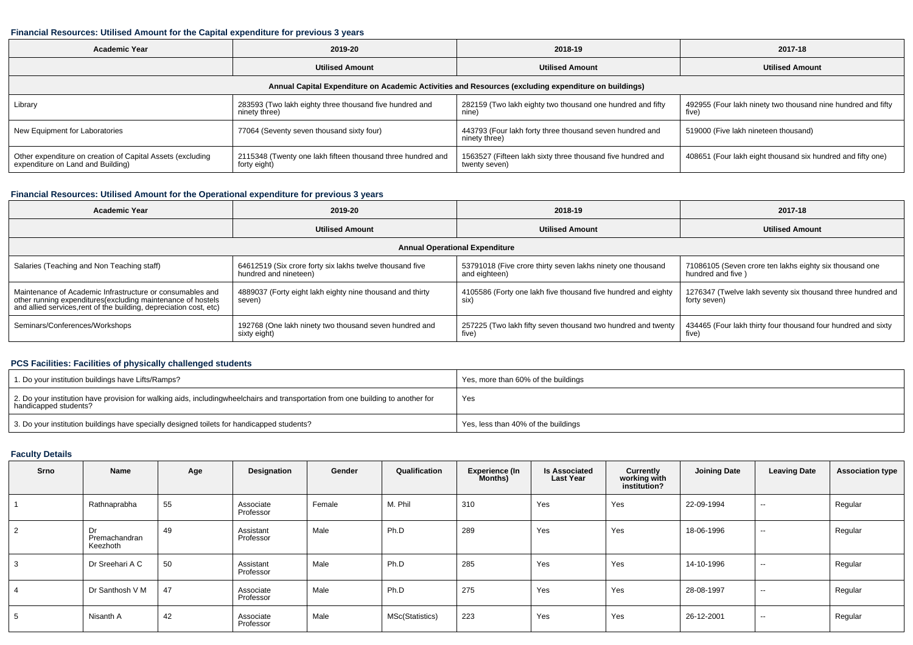### Financial Resources: Utilised Amount for the Capital expenditure for previous 3 years

| Academic Year | 2019-20 | 2018-19 | 2017-18 |
|---|---|---|---|
| | Utilised Amount | Utilised Amount | Utilised Amount |
| Annual Capital Expenditure on Academic Activities and Resources (excluding expenditure on buildings) | | | |
| Library | 283593 (Two lakh eighty three thousand five hundred and ninety three) | 282159 (Two lakh eighty two thousand one hundred and fifty nine) | 492955 (Four lakh ninety two thousand nine hundred and fifty five) |
| New Equipment for Laboratories | 77064 (Seventy seven thousand sixty four) | 443793 (Four lakh forty three thousand seven hundred and ninety three) | 519000 (Five lakh nineteen thousand) |
| Other expenditure on creation of Capital Assets (excluding expenditure on Land and Building) | 2115348 (Twenty one lakh fifteen thousand three hundred and forty eight) | 1563527 (Fifteen lakh sixty three thousand five hundred and twenty seven) | 408651 (Four lakh eight thousand six hundred and fifty one) |

### Financial Resources: Utilised Amount for the Operational expenditure for previous 3 years

| Academic Year | 2019-20 | 2018-19 | 2017-18 |
|---|---|---|---|
| | Utilised Amount | Utilised Amount | Utilised Amount |
| Annual Operational Expenditure | | | |
| Salaries (Teaching and Non Teaching staff) | 64612519 (Six crore forty six lakhs twelve thousand five hundred and nineteen) | 53791018 (Five crore thirty seven lakhs ninety one thousand and eighteen) | 71086105 (Seven crore ten lakhs eighty six thousand one hundred and five ) |
| Maintenance of Academic Infrastructure or consumables and other running expenditures(excluding maintenance of hostels and allied services,rent of the building, depreciation cost, etc) | 4889037 (Forty eight lakh eighty nine thousand and thirty seven) | 4105586 (Forty one lakh five thousand five hundred and eighty six) | 1276347 (Twelve lakh seventy six thousand three hundred and forty seven) |
| Seminars/Conferences/Workshops | 192768 (One lakh ninety two thousand seven hundred and sixty eight) | 257225 (Two lakh fifty seven thousand two hundred and twenty five) | 434465 (Four lakh thirty four thousand four hundred and sixty five) |

### PCS Facilities: Facilities of physically challenged students

| | |
|---|---|
| 1. Do your institution buildings have Lifts/Ramps? | Yes, more than 60% of the buildings |
| 2. Do your institution have provision for walking aids, includingwheelchairs and transportation from one building to another for handicapped students? | Yes |
| 3. Do your institution buildings have specially designed toilets for handicapped students? | Yes, less than 40% of the buildings |

### Faculty Details

| Srno | Name | Age | Designation | Gender | Qualification | Experience (In Months) | Is Associated Last Year | Currently working with institution? | Joining Date | Leaving Date | Association type |
|---|---|---|---|---|---|---|---|---|---|---|---|
| 1 | Rathnaprabha | 55 | Associate Professor | Female | M. Phil | 310 | Yes | Yes | 22-09-1994 | -- | Regular |
| 2 | Dr Premachandran Keezhoth | 49 | Assistant Professor | Male | Ph.D | 289 | Yes | Yes | 18-06-1996 | -- | Regular |
| 3 | Dr Sreehari A C | 50 | Assistant Professor | Male | Ph.D | 285 | Yes | Yes | 14-10-1996 | -- | Regular |
| 4 | Dr Santhosh V M | 47 | Associate Professor | Male | Ph.D | 275 | Yes | Yes | 28-08-1997 | -- | Regular |
| 5 | Nisanth A | 42 | Associate Professor | Male | MSc(Statistics) | 223 | Yes | Yes | 26-12-2001 | -- | Regular |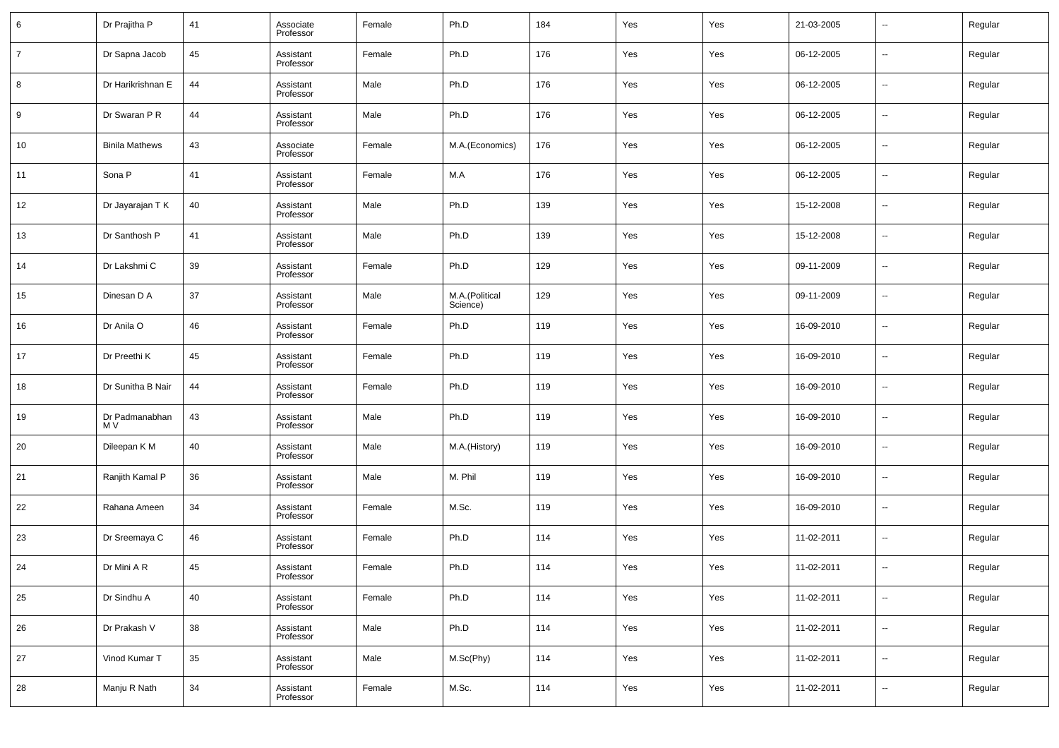| 6 | Dr Prajitha P | 41 | Associate Professor | Female | Ph.D | 184 | Yes | Yes | 21-03-2005 | -- | Regular |
|---|---|---|---|---|---|---|---|---|---|---|---|
| 7 | Dr Sapna Jacob | 45 | Assistant Professor | Female | Ph.D | 176 | Yes | Yes | 06-12-2005 | -- | Regular |
| 8 | Dr Harikrishnan E | 44 | Assistant Professor | Male | Ph.D | 176 | Yes | Yes | 06-12-2005 | -- | Regular |
| 9 | Dr Swaran P R | 44 | Assistant Professor | Male | Ph.D | 176 | Yes | Yes | 06-12-2005 | -- | Regular |
| 10 | Binila Mathews | 43 | Associate Professor | Female | M.A.(Economics) | 176 | Yes | Yes | 06-12-2005 | -- | Regular |
| 11 | Sona P | 41 | Assistant Professor | Female | M.A | 176 | Yes | Yes | 06-12-2005 | -- | Regular |
| 12 | Dr Jayarajan T K | 40 | Assistant Professor | Male | Ph.D | 139 | Yes | Yes | 15-12-2008 | -- | Regular |
| 13 | Dr Santhosh P | 41 | Assistant Professor | Male | Ph.D | 139 | Yes | Yes | 15-12-2008 | -- | Regular |
| 14 | Dr Lakshmi C | 39 | Assistant Professor | Female | Ph.D | 129 | Yes | Yes | 09-11-2009 | -- | Regular |
| 15 | Dinesan D A | 37 | Assistant Professor | Male | M.A.(Political Science) | 129 | Yes | Yes | 09-11-2009 | -- | Regular |
| 16 | Dr Anila O | 46 | Assistant Professor | Female | Ph.D | 119 | Yes | Yes | 16-09-2010 | -- | Regular |
| 17 | Dr Preethi K | 45 | Assistant Professor | Female | Ph.D | 119 | Yes | Yes | 16-09-2010 | -- | Regular |
| 18 | Dr Sunitha B Nair | 44 | Assistant Professor | Female | Ph.D | 119 | Yes | Yes | 16-09-2010 | -- | Regular |
| 19 | Dr Padmanabhan M V | 43 | Assistant Professor | Male | Ph.D | 119 | Yes | Yes | 16-09-2010 | -- | Regular |
| 20 | Dileepan K M | 40 | Assistant Professor | Male | M.A.(History) | 119 | Yes | Yes | 16-09-2010 | -- | Regular |
| 21 | Ranjith Kamal P | 36 | Assistant Professor | Male | M. Phil | 119 | Yes | Yes | 16-09-2010 | -- | Regular |
| 22 | Rahana Ameen | 34 | Assistant Professor | Female | M.Sc. | 119 | Yes | Yes | 16-09-2010 | -- | Regular |
| 23 | Dr Sreemaya C | 46 | Assistant Professor | Female | Ph.D | 114 | Yes | Yes | 11-02-2011 | -- | Regular |
| 24 | Dr Mini A R | 45 | Assistant Professor | Female | Ph.D | 114 | Yes | Yes | 11-02-2011 | -- | Regular |
| 25 | Dr Sindhu A | 40 | Assistant Professor | Female | Ph.D | 114 | Yes | Yes | 11-02-2011 | -- | Regular |
| 26 | Dr Prakash V | 38 | Assistant Professor | Male | Ph.D | 114 | Yes | Yes | 11-02-2011 | -- | Regular |
| 27 | Vinod Kumar T | 35 | Assistant Professor | Male | M.Sc(Phy) | 114 | Yes | Yes | 11-02-2011 | -- | Regular |
| 28 | Manju R Nath | 34 | Assistant Professor | Female | M.Sc. | 114 | Yes | Yes | 11-02-2011 | -- | Regular |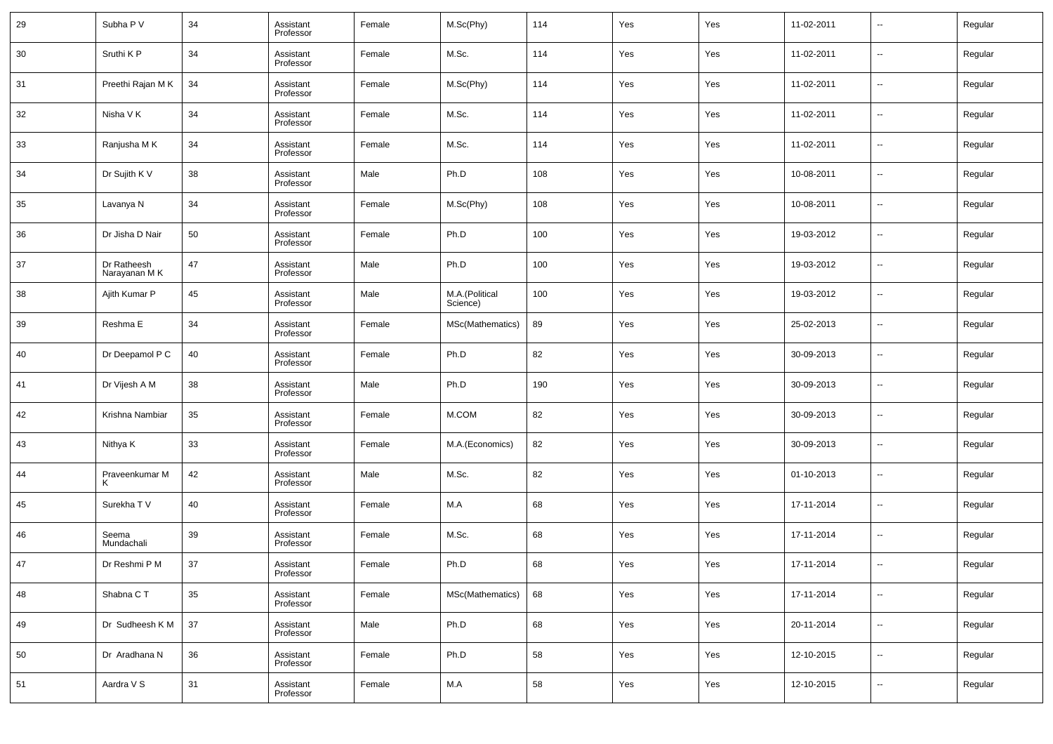| 29 | Subha P V | 34 | Assistant Professor | Female | M.Sc(Phy) | 114 | Yes | Yes | 11-02-2011 | -- | Regular |
|---|---|---|---|---|---|---|---|---|---|---|---|
| 30 | Sruthi K P | 34 | Assistant Professor | Female | M.Sc. | 114 | Yes | Yes | 11-02-2011 | -- | Regular |
| 31 | Preethi Rajan M K | 34 | Assistant Professor | Female | M.Sc(Phy) | 114 | Yes | Yes | 11-02-2011 | -- | Regular |
| 32 | Nisha V K | 34 | Assistant Professor | Female | M.Sc. | 114 | Yes | Yes | 11-02-2011 | -- | Regular |
| 33 | Ranjusha M K | 34 | Assistant Professor | Female | M.Sc. | 114 | Yes | Yes | 11-02-2011 | -- | Regular |
| 34 | Dr Sujith K V | 38 | Assistant Professor | Male | Ph.D | 108 | Yes | Yes | 10-08-2011 | -- | Regular |
| 35 | Lavanya N | 34 | Assistant Professor | Female | M.Sc(Phy) | 108 | Yes | Yes | 10-08-2011 | -- | Regular |
| 36 | Dr Jisha D Nair | 50 | Assistant Professor | Female | Ph.D | 100 | Yes | Yes | 19-03-2012 | -- | Regular |
| 37 | Dr Ratheesh Narayanan M K | 47 | Assistant Professor | Male | Ph.D | 100 | Yes | Yes | 19-03-2012 | -- | Regular |
| 38 | Ajith Kumar P | 45 | Assistant Professor | Male | M.A.(Political Science) | 100 | Yes | Yes | 19-03-2012 | -- | Regular |
| 39 | Reshma E | 34 | Assistant Professor | Female | MSc(Mathematics) | 89 | Yes | Yes | 25-02-2013 | -- | Regular |
| 40 | Dr Deepamol P C | 40 | Assistant Professor | Female | Ph.D | 82 | Yes | Yes | 30-09-2013 | -- | Regular |
| 41 | Dr Vijesh A M | 38 | Assistant Professor | Male | Ph.D | 190 | Yes | Yes | 30-09-2013 | -- | Regular |
| 42 | Krishna Nambiar | 35 | Assistant Professor | Female | M.COM | 82 | Yes | Yes | 30-09-2013 | -- | Regular |
| 43 | Nithya K | 33 | Assistant Professor | Female | M.A.(Economics) | 82 | Yes | Yes | 30-09-2013 | -- | Regular |
| 44 | Praveenkumar M K | 42 | Assistant Professor | Male | M.Sc. | 82 | Yes | Yes | 01-10-2013 | -- | Regular |
| 45 | Surekha T V | 40 | Assistant Professor | Female | M.A | 68 | Yes | Yes | 17-11-2014 | -- | Regular |
| 46 | Seema Mundachali | 39 | Assistant Professor | Female | M.Sc. | 68 | Yes | Yes | 17-11-2014 | -- | Regular |
| 47 | Dr Reshmi P M | 37 | Assistant Professor | Female | Ph.D | 68 | Yes | Yes | 17-11-2014 | -- | Regular |
| 48 | Shabna C T | 35 | Assistant Professor | Female | MSc(Mathematics) | 68 | Yes | Yes | 17-11-2014 | -- | Regular |
| 49 | Dr Sudheesh K M | 37 | Assistant Professor | Male | Ph.D | 68 | Yes | Yes | 20-11-2014 | -- | Regular |
| 50 | Dr Aradhana N | 36 | Assistant Professor | Female | Ph.D | 58 | Yes | Yes | 12-10-2015 | -- | Regular |
| 51 | Aardra V S | 31 | Assistant Professor | Female | M.A | 58 | Yes | Yes | 12-10-2015 | -- | Regular |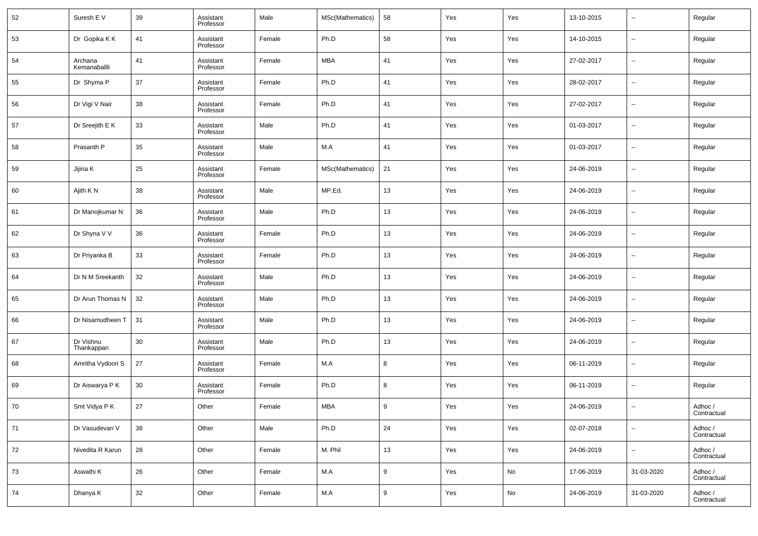| 52 | Suresh E V | 39 | Assistant Professor | Male | MSc(Mathematics) | 58 | Yes | Yes | 13-10-2015 | -- | Regular |
|---|---|---|---|---|---|---|---|---|---|---|---|
| 53 | Dr Gopika K K | 41 | Assistant Professor | Female | Ph.D | 58 | Yes | Yes | 14-10-2015 | -- | Regular |
| 54 | Archana Kemanaballli | 41 | Assistant Professor | Female | MBA | 41 | Yes | Yes | 27-02-2017 | -- | Regular |
| 55 | Dr Shyma P | 37 | Assistant Professor | Female | Ph.D | 41 | Yes | Yes | 28-02-2017 | -- | Regular |
| 56 | Dr Vigi V Nair | 38 | Assistant Professor | Female | Ph.D | 41 | Yes | Yes | 27-02-2017 | -- | Regular |
| 57 | Dr Sreejith E K | 33 | Assistant Professor | Male | Ph.D | 41 | Yes | Yes | 01-03-2017 | -- | Regular |
| 58 | Prasanth P | 35 | Assistant Professor | Male | M.A | 41 | Yes | Yes | 01-03-2017 | -- | Regular |
| 59 | Jijina K | 25 | Assistant Professor | Female | MSc(Mathematics) | 21 | Yes | Yes | 24-06-2019 | -- | Regular |
| 60 | Ajith K N | 38 | Assistant Professor | Male | MP.Ed. | 13 | Yes | Yes | 24-06-2019 | -- | Regular |
| 61 | Dr Manojkumar N | 36 | Assistant Professor | Male | Ph.D | 13 | Yes | Yes | 24-06-2019 | -- | Regular |
| 62 | Dr Shyna V V | 36 | Assistant Professor | Female | Ph.D | 13 | Yes | Yes | 24-06-2019 | -- | Regular |
| 63 | Dr Priyanka B | 33 | Assistant Professor | Female | Ph.D | 13 | Yes | Yes | 24-06-2019 | -- | Regular |
| 64 | Dr N M Sreekanth | 32 | Assistant Professor | Male | Ph.D | 13 | Yes | Yes | 24-06-2019 | -- | Regular |
| 65 | Dr Arun Thomas N | 32 | Assistant Professor | Male | Ph.D | 13 | Yes | Yes | 24-06-2019 | -- | Regular |
| 66 | Dr Nisamudheen T | 31 | Assistant Professor | Male | Ph.D | 13 | Yes | Yes | 24-06-2019 | -- | Regular |
| 67 | Dr Vishnu Thankappan | 30 | Assistant Professor | Male | Ph.D | 13 | Yes | Yes | 24-06-2019 | -- | Regular |
| 68 | Amritha Vydoori S | 27 | Assistant Professor | Female | M.A | 8 | Yes | Yes | 06-11-2019 | -- | Regular |
| 69 | Dr Aiswarya P K | 30 | Assistant Professor | Female | Ph.D | 8 | Yes | Yes | 06-11-2019 | -- | Regular |
| 70 | Smt Vidya P K | 27 | Other | Female | MBA | 9 | Yes | Yes | 24-06-2019 | -- | Adhoc / Contractual |
| 71 | Dr Vasudevan V | 38 | Other | Male | Ph.D | 24 | Yes | Yes | 02-07-2018 | -- | Adhoc / Contractual |
| 72 | Nivedita R Karun | 28 | Other | Female | M. Phil | 13 | Yes | Yes | 24-06-2019 | -- | Adhoc / Contractual |
| 73 | Aswathi K | 26 | Other | Female | M.A | 9 | Yes | No | 17-06-2019 | 31-03-2020 | Adhoc / Contractual |
| 74 | Dhanya K | 32 | Other | Female | M.A | 9 | Yes | No | 24-06-2019 | 31-03-2020 | Adhoc / Contractual |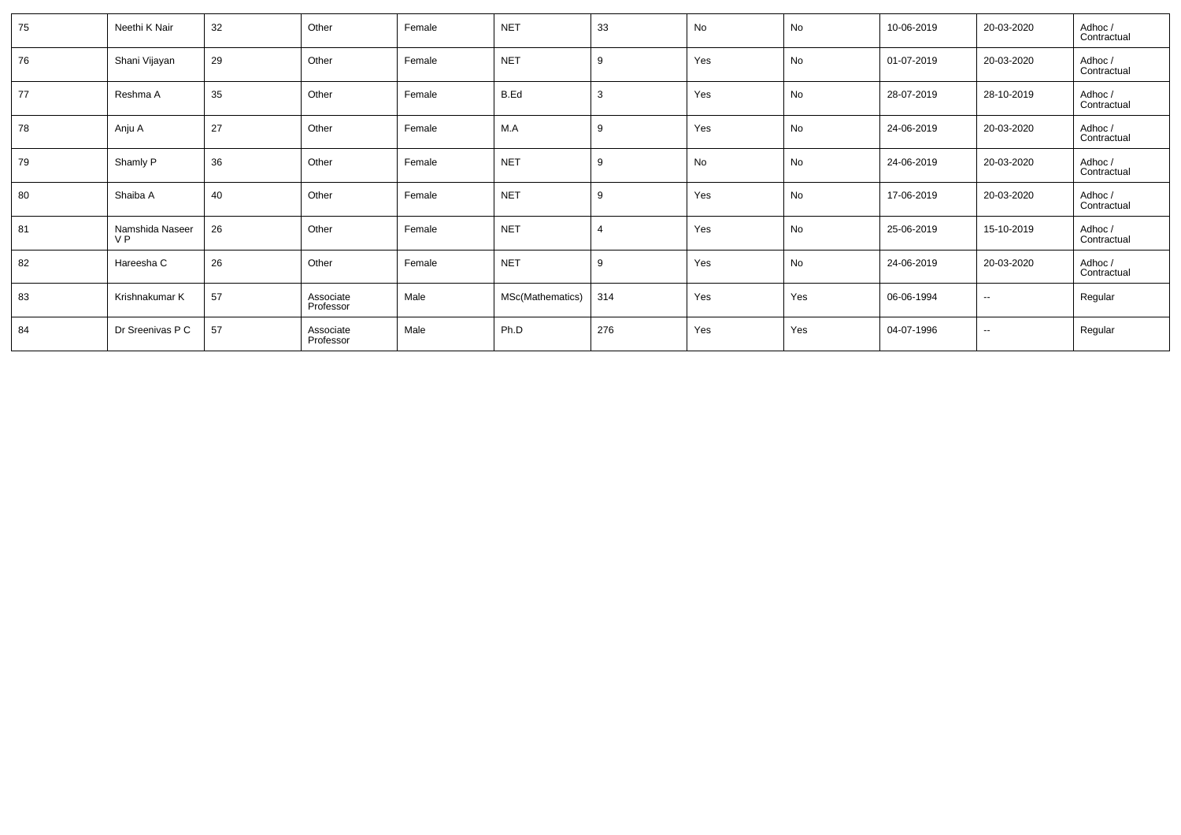| | | | | | | | | | | | |
|---|---|---|---|---|---|---|---|---|---|---|---|
| 75 | Neethi K Nair | 32 | Other | Female | NET | 33 | No | No | 10-06-2019 | 20-03-2020 | Adhoc / Contractual |
| 76 | Shani Vijayan | 29 | Other | Female | NET | 9 | Yes | No | 01-07-2019 | 20-03-2020 | Adhoc / Contractual |
| 77 | Reshma A | 35 | Other | Female | B.Ed | 3 | Yes | No | 28-07-2019 | 28-10-2019 | Adhoc / Contractual |
| 78 | Anju A | 27 | Other | Female | M.A | 9 | Yes | No | 24-06-2019 | 20-03-2020 | Adhoc / Contractual |
| 79 | Shamly P | 36 | Other | Female | NET | 9 | No | No | 24-06-2019 | 20-03-2020 | Adhoc / Contractual |
| 80 | Shaiba A | 40 | Other | Female | NET | 9 | Yes | No | 17-06-2019 | 20-03-2020 | Adhoc / Contractual |
| 81 | Namshida Naseer V P | 26 | Other | Female | NET | 4 | Yes | No | 25-06-2019 | 15-10-2019 | Adhoc / Contractual |
| 82 | Hareesha C | 26 | Other | Female | NET | 9 | Yes | No | 24-06-2019 | 20-03-2020 | Adhoc / Contractual |
| 83 | Krishnakumar K | 57 | Associate Professor | Male | MSc(Mathematics) | 314 | Yes | Yes | 06-06-1994 | -- | Regular |
| 84 | Dr Sreenivas P C | 57 | Associate Professor | Male | Ph.D | 276 | Yes | Yes | 04-07-1996 | -- | Regular |